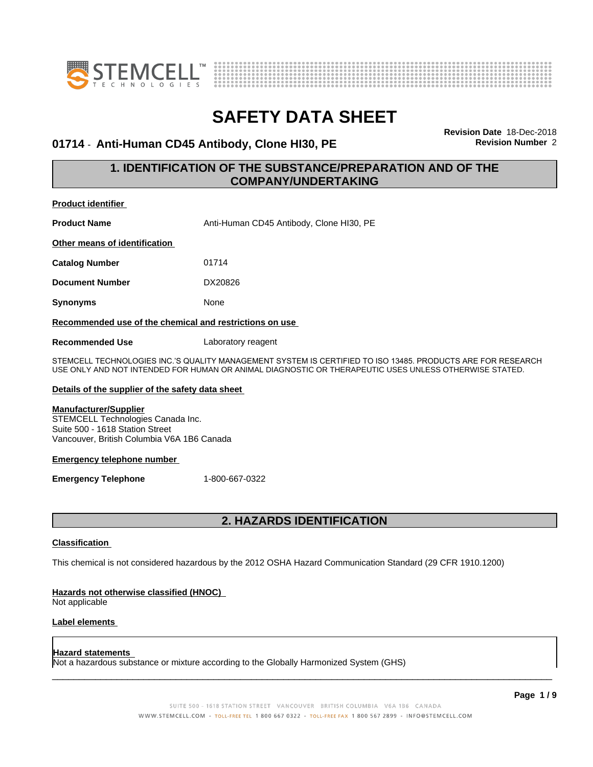# SAFETY DATA SHEET

## 01714 - Anti-Human CD45 Antibody, Clone HI30, PE

**Revision Date** 18-Dec-2018
**Revision Number** 2

## 1. IDENTIFICATION OF THE SUBSTANCE/PREPARATION AND OF THE COMPANY/UNDERTAKING

**Product identifier**

**Product Name** Anti-Human CD45 Antibody, Clone HI30, PE

**Other means of identification**

**Catalog Number** 01714

**Document Number** DX20826

**Synonyms** None

**Recommended use of the chemical and restrictions on use**

**Recommended Use** Laboratory reagent

STEMCELL TECHNOLOGIES INC.'S QUALITY MANAGEMENT SYSTEM IS CERTIFIED TO ISO 13485. PRODUCTS ARE FOR RESEARCH USE ONLY AND NOT INTENDED FOR HUMAN OR ANIMAL DIAGNOSTIC OR THERAPEUTIC USES UNLESS OTHERWISE STATED.

**Details of the supplier of the safety data sheet**

**Manufacturer/Supplier**
STEMCELL Technologies Canada Inc.
Suite 500 - 1618 Station Street
Vancouver, British Columbia V6A 1B6 Canada

**Emergency telephone number**

**Emergency Telephone** 1-800-667-0322

## 2. HAZARDS IDENTIFICATION

**Classification**

This chemical is not considered hazardous by the 2012 OSHA Hazard Communication Standard (29 CFR 1910.1200)

**Hazards not otherwise classified (HNOC)**
Not applicable

**Label elements**

**Hazard statements**
Not a hazardous substance or mixture according to the Globally Harmonized System (GHS)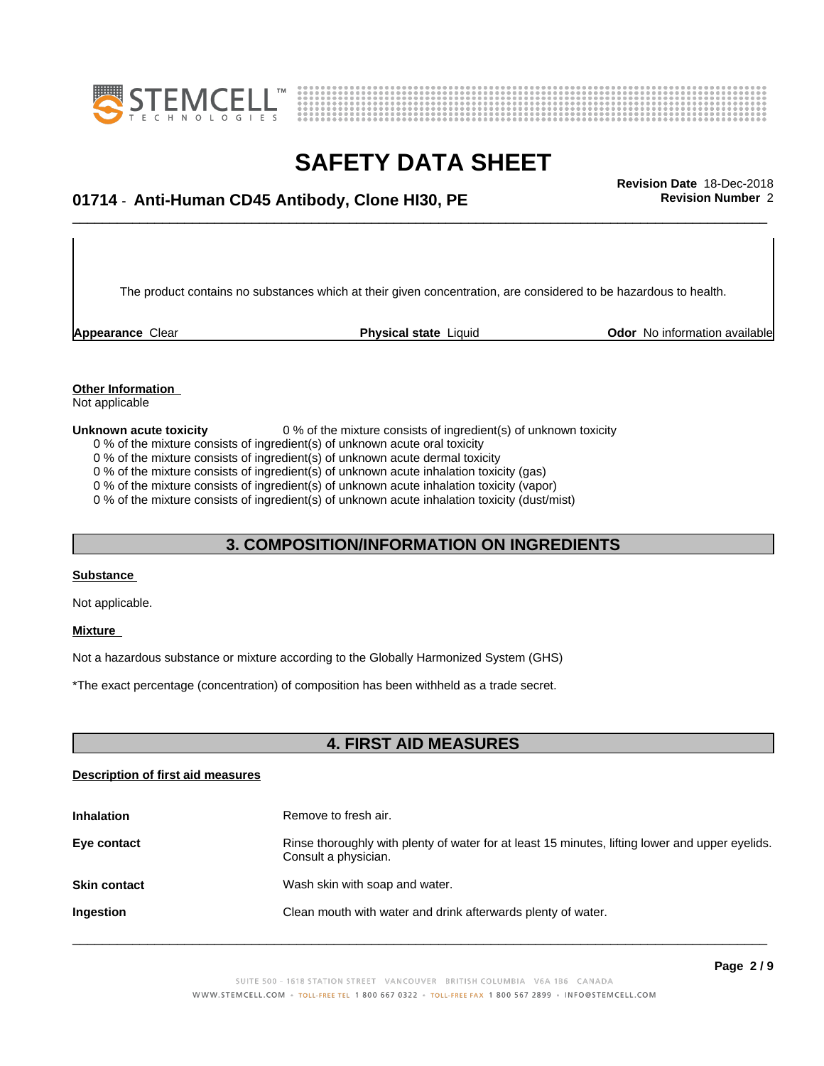The product contains no substances which at their given concentration, are considered to be hazardous to health.

| **Appearance** Clear | **Physical state** Liquid | **Odor** No information available |
|---|---|---|

**Other Information**
Not applicable

**Unknown acute toxicity** 0 % of the mixture consists of ingredient(s) of unknown toxicity
0 % of the mixture consists of ingredient(s) of unknown acute oral toxicity
0 % of the mixture consists of ingredient(s) of unknown acute dermal toxicity
0 % of the mixture consists of ingredient(s) of unknown acute inhalation toxicity (gas)
0 % of the mixture consists of ingredient(s) of unknown acute inhalation toxicity (vapor)
0 % of the mixture consists of ingredient(s) of unknown acute inhalation toxicity (dust/mist)

## 3. COMPOSITION/INFORMATION ON INGREDIENTS

**Substance**

Not applicable.

**Mixture**

Not a hazardous substance or mixture according to the Globally Harmonized System (GHS)

*The exact percentage (concentration) of composition has been withheld as a trade secret.

## 4. FIRST AID MEASURES

**Description of first aid measures**

| | |
|---|---|
| **Inhalation** | Remove to fresh air. |
| **Eye contact** | Rinse thoroughly with plenty of water for at least 15 minutes, lifting lower and upper eyelids. Consult a physician. |
| **Skin contact** | Wash skin with soap and water. |
| **Ingestion** | Clean mouth with water and drink afterwards plenty of water. |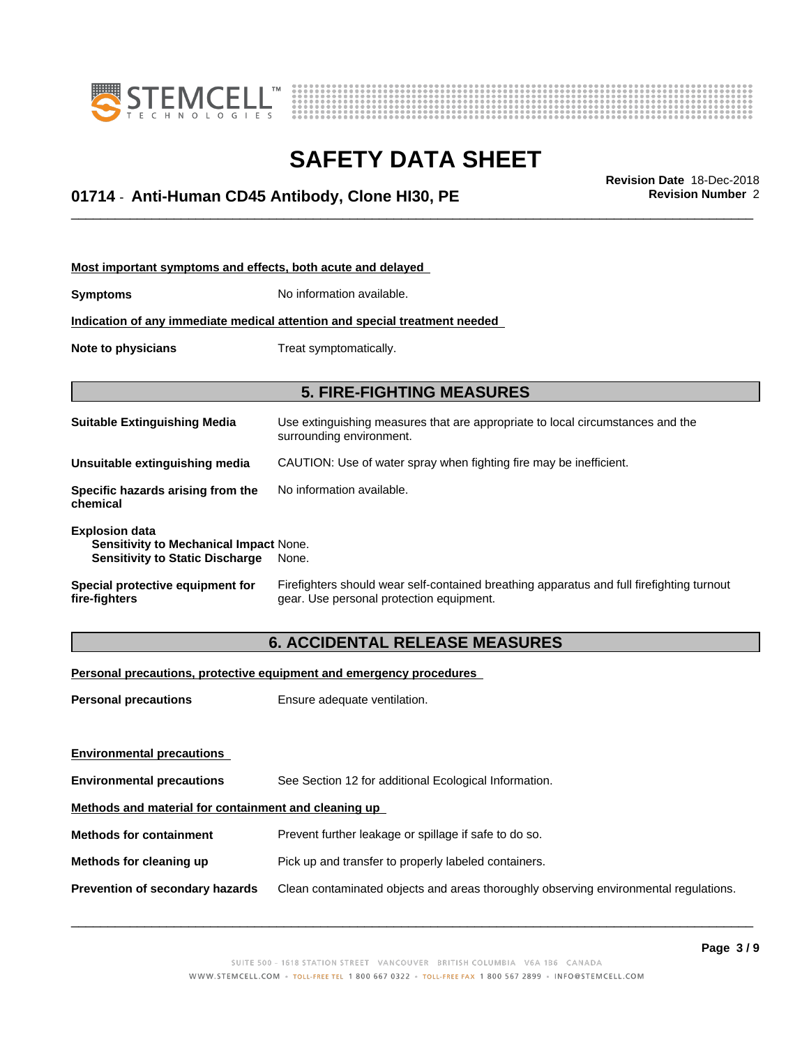**Most important symptoms and effects, both acute and delayed**

**Symptoms** No information available.

**Indication of any immediate medical attention and special treatment needed**

**Note to physicians** Treat symptomatically.

## 5. FIRE-FIGHTING MEASURES

**Suitable Extinguishing Media** Use extinguishing measures that are appropriate to local circumstances and the surrounding environment.

**Unsuitable extinguishing media** CAUTION: Use of water spray when fighting fire may be inefficient.

**Specific hazards arising from the chemical** No information available.

**Explosion data**
**Sensitivity to Mechanical Impact** None.
**Sensitivity to Static Discharge** None.

**Special protective equipment for fire-fighters** Firefighters should wear self-contained breathing apparatus and full firefighting turnout gear. Use personal protection equipment.

## 6. ACCIDENTAL RELEASE MEASURES

**Personal precautions, protective equipment and emergency procedures**

**Personal precautions** Ensure adequate ventilation.

**Environmental precautions**

**Environmental precautions** See Section 12 for additional Ecological Information.

**Methods and material for containment and cleaning up**

**Methods for containment** Prevent further leakage or spillage if safe to do so.

**Methods for cleaning up** Pick up and transfer to properly labeled containers.

**Prevention of secondary hazards** Clean contaminated objects and areas thoroughly observing environmental regulations.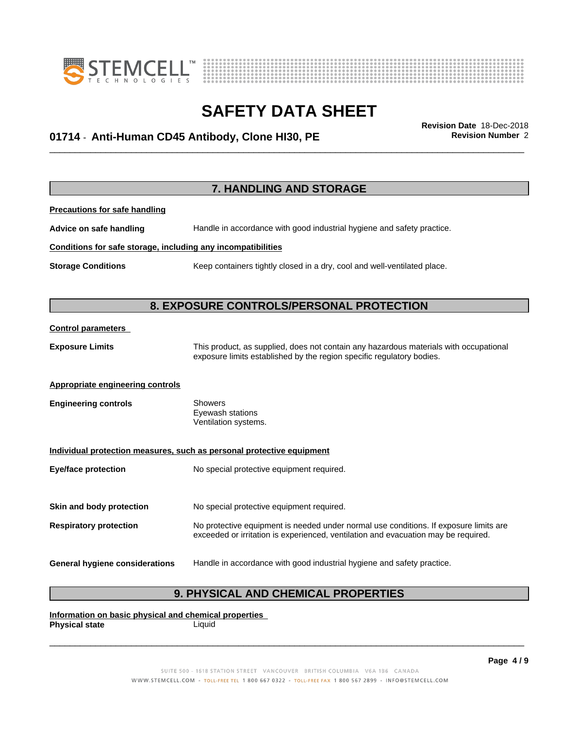## 7. HANDLING AND STORAGE

**Precautions for safe handling**

**Advice on safe handling** Handle in accordance with good industrial hygiene and safety practice.

**Conditions for safe storage, including any incompatibilities**

**Storage Conditions** Keep containers tightly closed in a dry, cool and well-ventilated place.

## 8. EXPOSURE CONTROLS/PERSONAL PROTECTION

**Control parameters**

**Exposure Limits** This product, as supplied, does not contain any hazardous materials with occupational exposure limits established by the region specific regulatory bodies.

**Appropriate engineering controls**

**Engineering controls** Showers
Eyewash stations
Ventilation systems.

**Individual protection measures, such as personal protective equipment**

**Eye/face protection** No special protective equipment required.

**Skin and body protection** No special protective equipment required.

**Respiratory protection** No protective equipment is needed under normal use conditions. If exposure limits are exceeded or irritation is experienced, ventilation and evacuation may be required.

**General hygiene considerations** Handle in accordance with good industrial hygiene and safety practice.

## 9. PHYSICAL AND CHEMICAL PROPERTIES

**Information on basic physical and chemical properties**

**Physical state** Liquid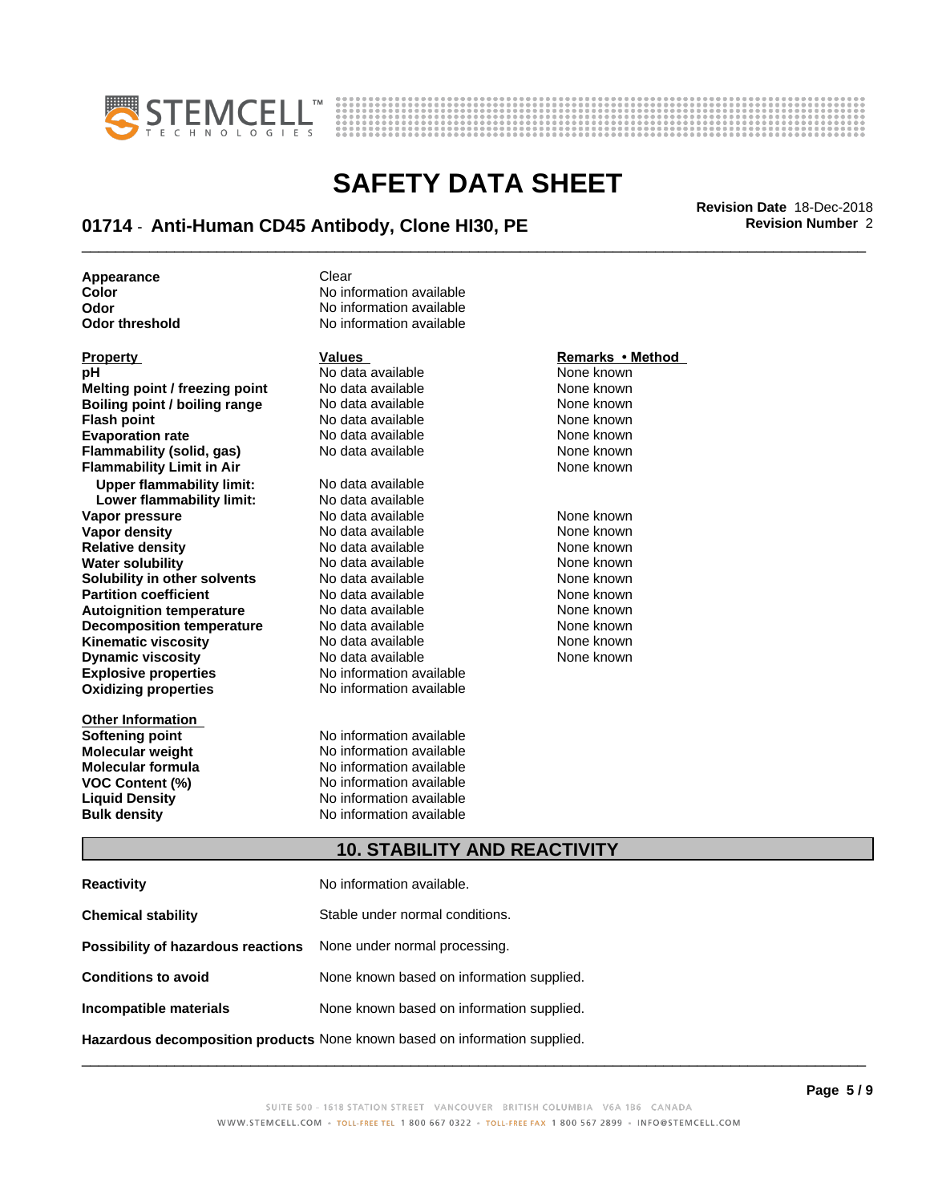| | |
|---|---|
| **Appearance** | Clear |
| **Color** | No information available |
| **Odor** | No information available |
| **Odor threshold** | No information available |

| **Property** | **Values** | **Remarks • Method** |
|---|---|---|
| **pH** | No data available | None known |
| **Melting point / freezing point** | No data available | None known |
| **Boiling point / boiling range** | No data available | None known |
| **Flash point** | No data available | None known |
| **Evaporation rate** | No data available | None known |
| **Flammability (solid, gas)** | No data available | None known |
| **Flammability Limit in Air** | | None known |
| **Upper flammability limit:** | No data available | |
| **Lower flammability limit:** | No data available | |
| **Vapor pressure** | No data available | None known |
| **Vapor density** | No data available | None known |
| **Relative density** | No data available | None known |
| **Water solubility** | No data available | None known |
| **Solubility in other solvents** | No data available | None known |
| **Partition coefficient** | No data available | None known |
| **Autoignition temperature** | No data available | None known |
| **Decomposition temperature** | No data available | None known |
| **Kinematic viscosity** | No data available | None known |
| **Dynamic viscosity** | No data available | None known |
| **Explosive properties** | No information available | |
| **Oxidizing properties** | No information available | |

| **Other Information** | |
|---|---|
| **Softening point** | No information available |
| **Molecular weight** | No information available |
| **Molecular formula** | No information available |
| **VOC Content (%)** | No information available |
| **Liquid Density** | No information available |
| **Bulk density** | No information available |

## 10. STABILITY AND REACTIVITY

| | |
|---|---|
| **Reactivity** | No information available. |
| **Chemical stability** | Stable under normal conditions. |
| **Possibility of hazardous reactions** | None under normal processing. |
| **Conditions to avoid** | None known based on information supplied. |
| **Incompatible materials** | None known based on information supplied. |
| **Hazardous decomposition products** | None known based on information supplied. |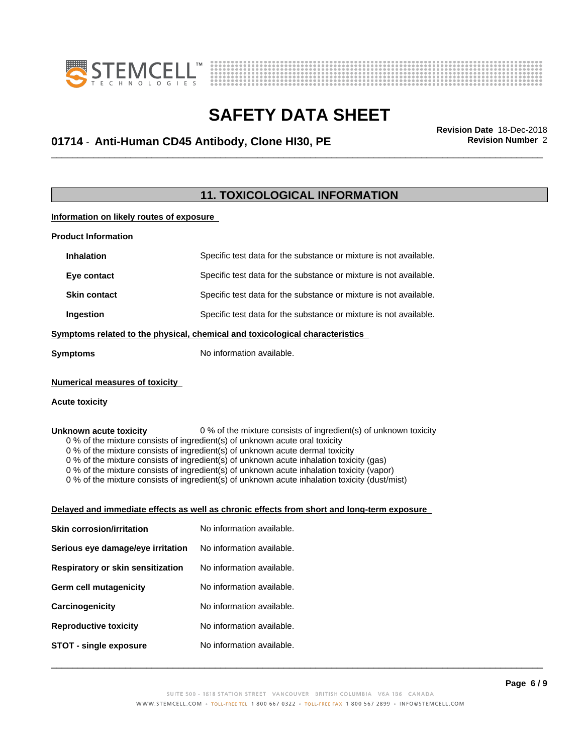## 11. TOXICOLOGICAL INFORMATION

**Information on likely routes of exposure**

**Product Information**

| | |
|---|---|
| **Inhalation** | Specific test data for the substance or mixture is not available. |
| **Eye contact** | Specific test data for the substance or mixture is not available. |
| **Skin contact** | Specific test data for the substance or mixture is not available. |
| **Ingestion** | Specific test data for the substance or mixture is not available. |

**Symptoms related to the physical, chemical and toxicological characteristics**

**Symptoms** No information available.

**Numerical measures of toxicity**

**Acute toxicity**

**Unknown acute toxicity** 0 % of the mixture consists of ingredient(s) of unknown toxicity

0 % of the mixture consists of ingredient(s) of unknown acute oral toxicity
0 % of the mixture consists of ingredient(s) of unknown acute dermal toxicity
0 % of the mixture consists of ingredient(s) of unknown acute inhalation toxicity (gas)
0 % of the mixture consists of ingredient(s) of unknown acute inhalation toxicity (vapor)
0 % of the mixture consists of ingredient(s) of unknown acute inhalation toxicity (dust/mist)

**Delayed and immediate effects as well as chronic effects from short and long-term exposure**

| | |
|---|---|
| **Skin corrosion/irritation** | No information available. |
| **Serious eye damage/eye irritation** | No information available. |
| **Respiratory or skin sensitization** | No information available. |
| **Germ cell mutagenicity** | No information available. |
| **Carcinogenicity** | No information available. |
| **Reproductive toxicity** | No information available. |
| **STOT - single exposure** | No information available. |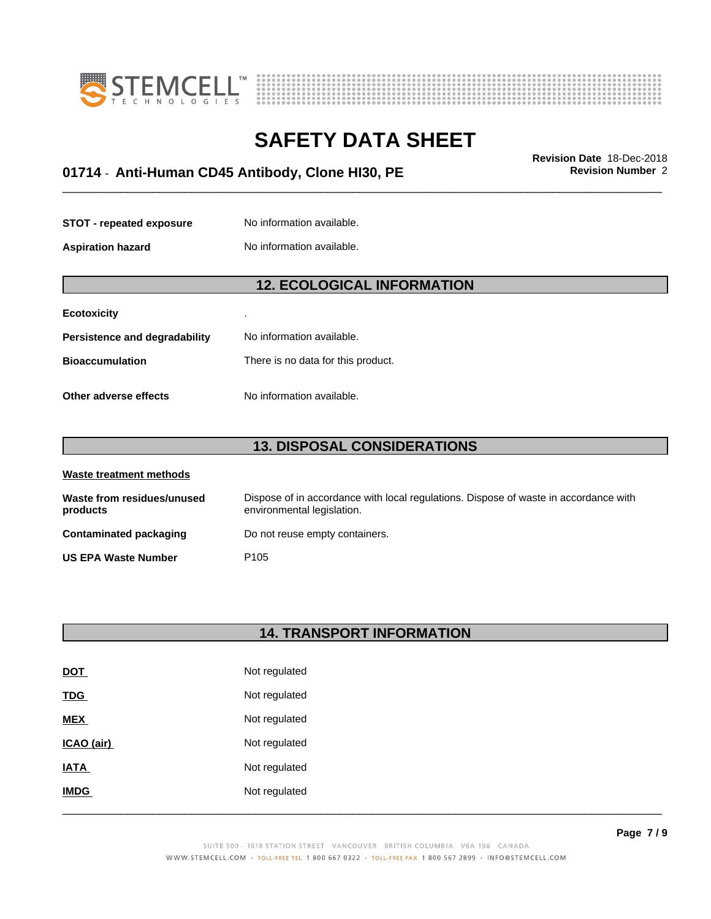| | |
|---|---|
| **STOT - repeated exposure** | No information available. |
| **Aspiration hazard** | No information available. |

## 12. ECOLOGICAL INFORMATION

| | |
|---|---|
| **Ecotoxicity** | . |
| **Persistence and degradability** | No information available. |
| **Bioaccumulation** | There is no data for this product. |
| **Other adverse effects** | No information available. |

## 13. DISPOSAL CONSIDERATIONS

**Waste treatment methods**

| | |
|---|---|
| **Waste from residues/unused products** | Dispose of in accordance with local regulations. Dispose of waste in accordance with environmental legislation. |
| **Contaminated packaging** | Do not reuse empty containers. |
| **US EPA Waste Number** | P105 |

## 14. TRANSPORT INFORMATION

| | |
|---|---|
| **DOT** | Not regulated |
| **TDG** | Not regulated |
| **MEX** | Not regulated |
| **ICAO (air)** | Not regulated |
| **IATA** | Not regulated |
| **IMDG** | Not regulated |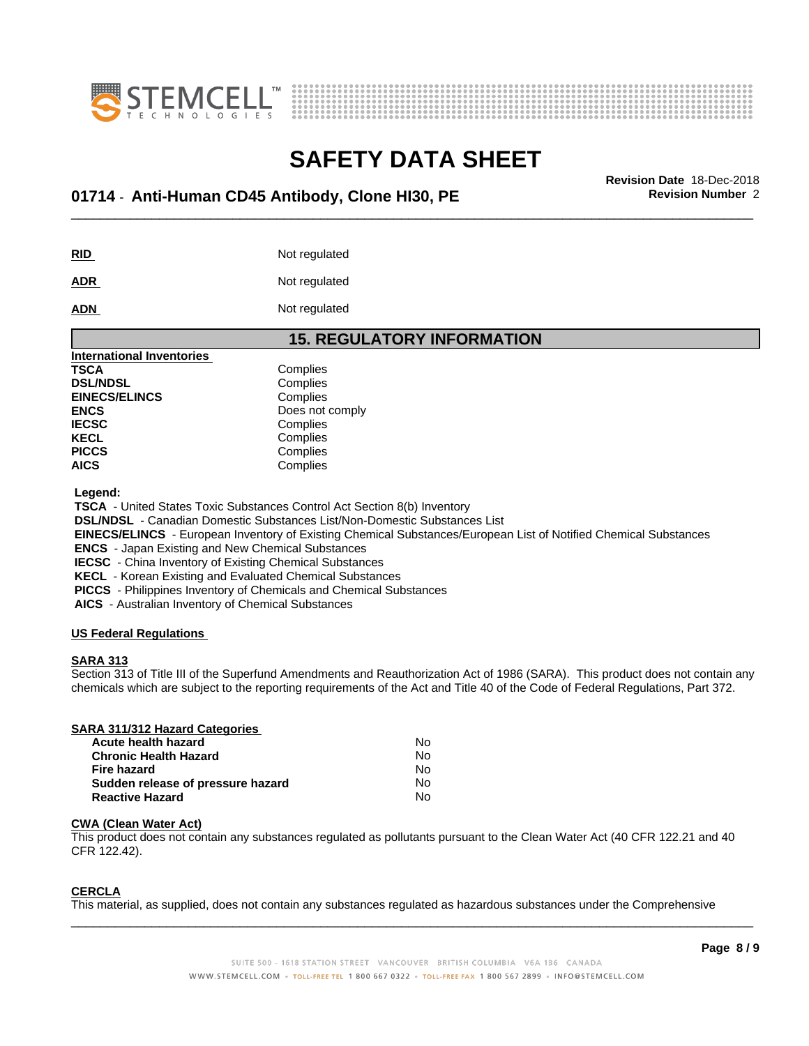| | |
|---|---|
| **RID** | Not regulated |
| **ADR** | Not regulated |
| **ADN** | Not regulated |

## 15. REGULATORY INFORMATION

**International Inventories**

| | |
|---|---|
| **TSCA** | Complies |
| **DSL/NDSL** | Complies |
| **EINECS/ELINCS** | Complies |
| **ENCS** | Does not comply |
| **IECSC** | Complies |
| **KECL** | Complies |
| **PICCS** | Complies |
| **AICS** | Complies |

**Legend:**
**TSCA** - United States Toxic Substances Control Act Section 8(b) Inventory
**DSL/NDSL** - Canadian Domestic Substances List/Non-Domestic Substances List
**EINECS/ELINCS** - European Inventory of Existing Chemical Substances/European List of Notified Chemical Substances
**ENCS** - Japan Existing and New Chemical Substances
**IECSC** - China Inventory of Existing Chemical Substances
**KECL** - Korean Existing and Evaluated Chemical Substances
**PICCS** - Philippines Inventory of Chemicals and Chemical Substances
**AICS** - Australian Inventory of Chemical Substances

**US Federal Regulations**

**SARA 313**
Section 313 of Title III of the Superfund Amendments and Reauthorization Act of 1986 (SARA). This product does not contain any chemicals which are subject to the reporting requirements of the Act and Title 40 of the Code of Federal Regulations, Part 372.

**SARA 311/312 Hazard Categories**

| | |
|---|---|
| **Acute health hazard** | No |
| **Chronic Health Hazard** | No |
| **Fire hazard** | No |
| **Sudden release of pressure hazard** | No |
| **Reactive Hazard** | No |

**CWA (Clean Water Act)**
This product does not contain any substances regulated as pollutants pursuant to the Clean Water Act (40 CFR 122.21 and 40 CFR 122.42).

**CERCLA**
This material, as supplied, does not contain any substances regulated as hazardous substances under the Comprehensive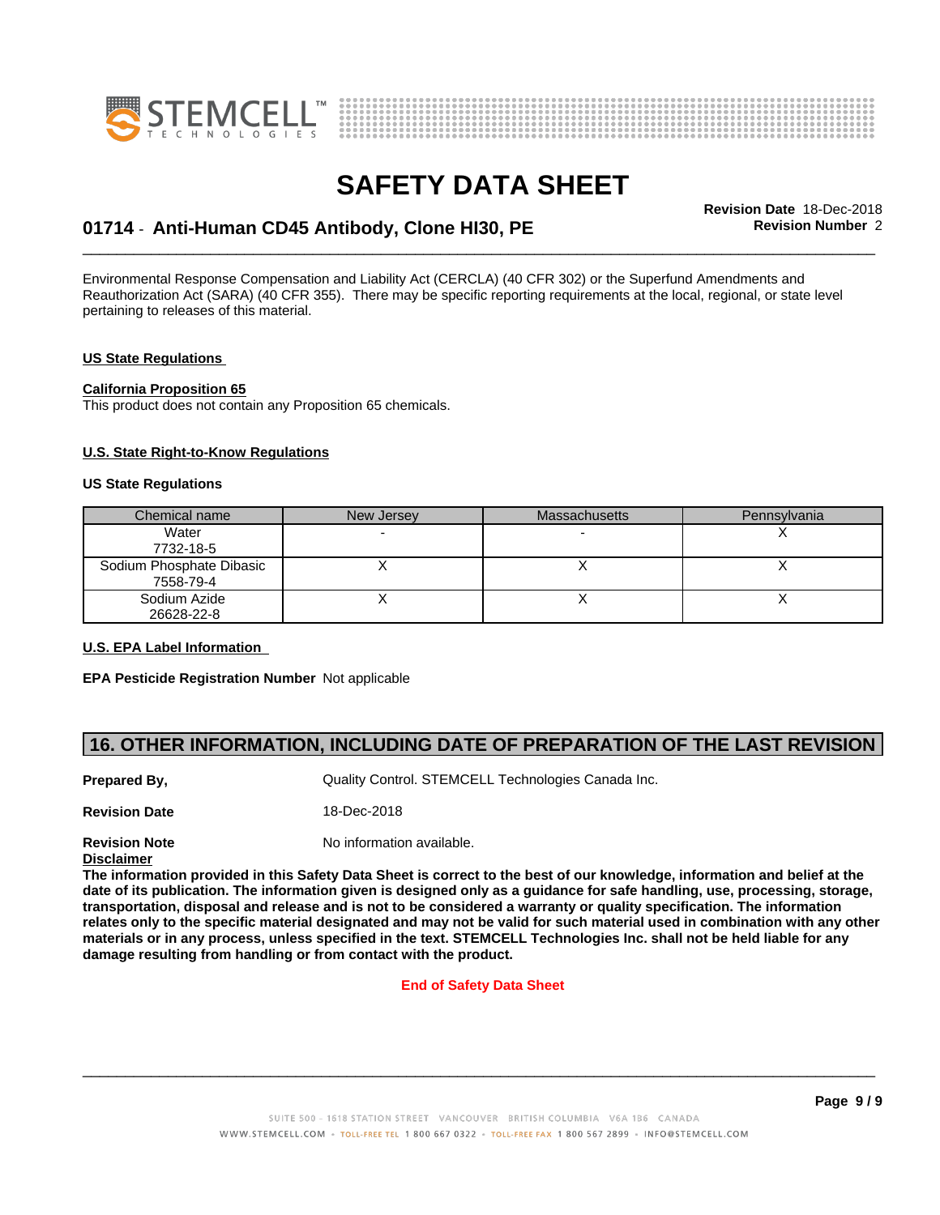Environmental Response Compensation and Liability Act (CERCLA) (40 CFR 302) or the Superfund Amendments and Reauthorization Act (SARA) (40 CFR 355). There may be specific reporting requirements at the local, regional, or state level pertaining to releases of this material.

**US State Regulations**

**California Proposition 65**

This product does not contain any Proposition 65 chemicals.

**U.S. State Right-to-Know Regulations**

**US State Regulations**

| Chemical name | New Jersey | Massachusetts | Pennsylvania |
|---|---|---|---|
| Water<br>7732-18-5 | - | - | X |
| Sodium Phosphate Dibasic<br>7558-79-4 | X | X | X |
| Sodium Azide<br>26628-22-8 | X | X | X |

**U.S. EPA Label Information**

**EPA Pesticide Registration Number** Not applicable

## 16. OTHER INFORMATION, INCLUDING DATE OF PREPARATION OF THE LAST REVISION

**Prepared By,** Quality Control. STEMCELL Technologies Canada Inc.

**Revision Date** 18-Dec-2018

**Revision Note** No information available.

**Disclaimer**

**The information provided in this Safety Data Sheet is correct to the best of our knowledge, information and belief at the date of its publication. The information given is designed only as a guidance for safe handling, use, processing, storage, transportation, disposal and release and is not to be considered a warranty or quality specification. The information relates only to the specific material designated and may not be valid for such material used in combination with any other materials or in any process, unless specified in the text. STEMCELL Technologies Inc. shall not be held liable for any damage resulting from handling or from contact with the product.**

**End of Safety Data Sheet**